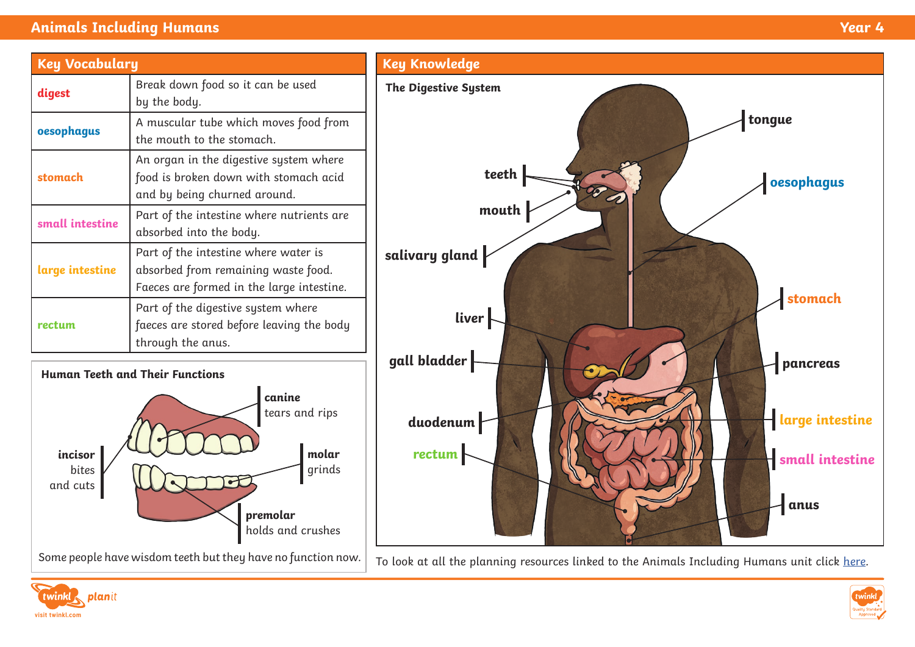# Animals Including Humans

Year 4

## Key Vocabulary

| | |
|---|---|
| **digest** | Break down food so it can be used by the body. |
| **oesophagus** | A muscular tube which moves food from the mouth to the stomach. |
| **stomach** | An organ in the digestive system where food is broken down with stomach acid and by being churned around. |
| **small intestine** | Part of the intestine where nutrients are absorbed into the body. |
| **large intestine** | Part of the intestine where water is absorbed from remaining waste food. Faeces are formed in the large intestine. |
| **rectum** | Part of the digestive system where faeces are stored before leaving the body through the anus. |

### Human Teeth and Their Functions

**canine**
tears and rips

**incisor**
bites and cuts

**molar**
grinds

**premolar**
holds and crushes

Some people have wisdom teeth but they have no function now.

## Key Knowledge

### The Digestive System

tongue

teeth

oesophagus

mouth

salivary gland

stomach

liver

gall bladder

pancreas

duodenum

large intestine

rectum

small intestine

anus

To look at all the planning resources linked to the Animals Including Humans unit click here.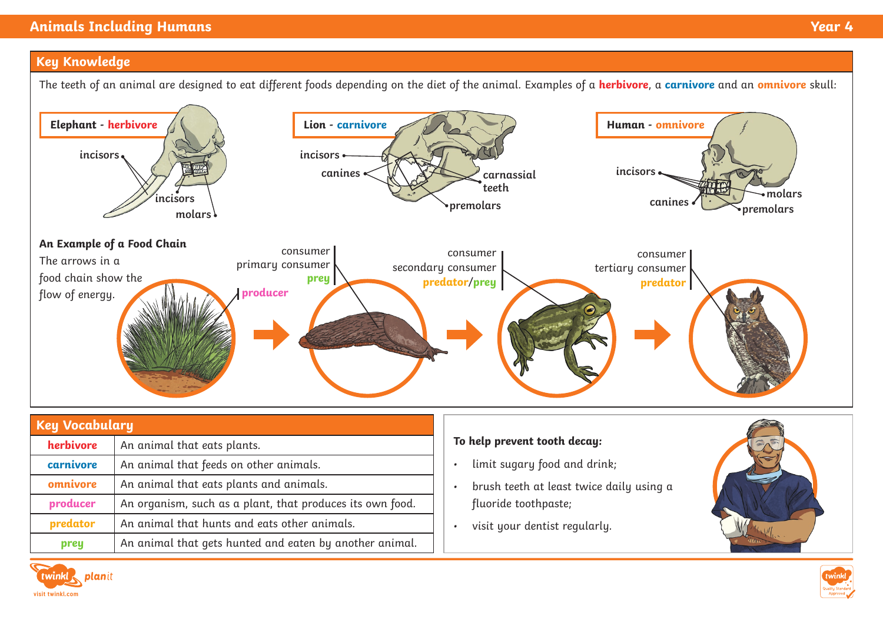# Animals Including Humans

Year 4

## Key Knowledge

The teeth of an animal are designed to eat different foods depending on the diet of the animal. Examples of a **herbivore**, a **carnivore** and an **omnivore** skull:

**Elephant - herbivore**

incisors
incisors
molars

**Lion - carnivore**

incisors
canines
carnassial teeth
premolars

**Human - omnivore**

incisors
canines
molars
premolars

### An Example of a Food Chain

The arrows in a food chain show the flow of energy.

producer

consumer
primary consumer
prey

consumer
secondary consumer
predator/prey

consumer
tertiary consumer
predator

## Key Vocabulary

| | |
|---|---|
| **herbivore** | An animal that eats plants. |
| **carnivore** | An animal that feeds on other animals. |
| **omnivore** | An animal that eats plants and animals. |
| **producer** | An organism, such as a plant, that produces its own food. |
| **predator** | An animal that hunts and eats other animals. |
| **prey** | An animal that gets hunted and eaten by another animal. |

**To help prevent tooth decay:**

- limit sugary food and drink;
- brush teeth at least twice daily using a fluoride toothpaste;
- visit your dentist regularly.